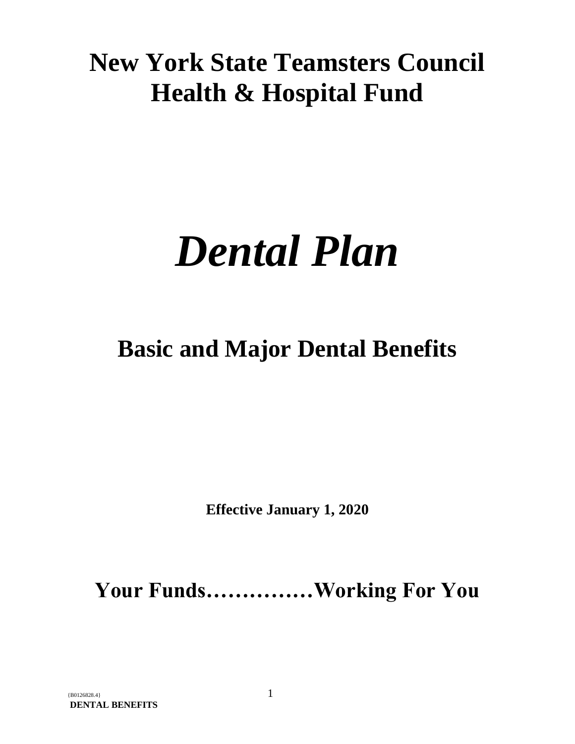# New York State Teamsters Council Health & Hospital Fund

# *Dental Plan*

## Basic and Major Dental Benefits

**Effective January 1, 2020**

## Your Funds……………Working For You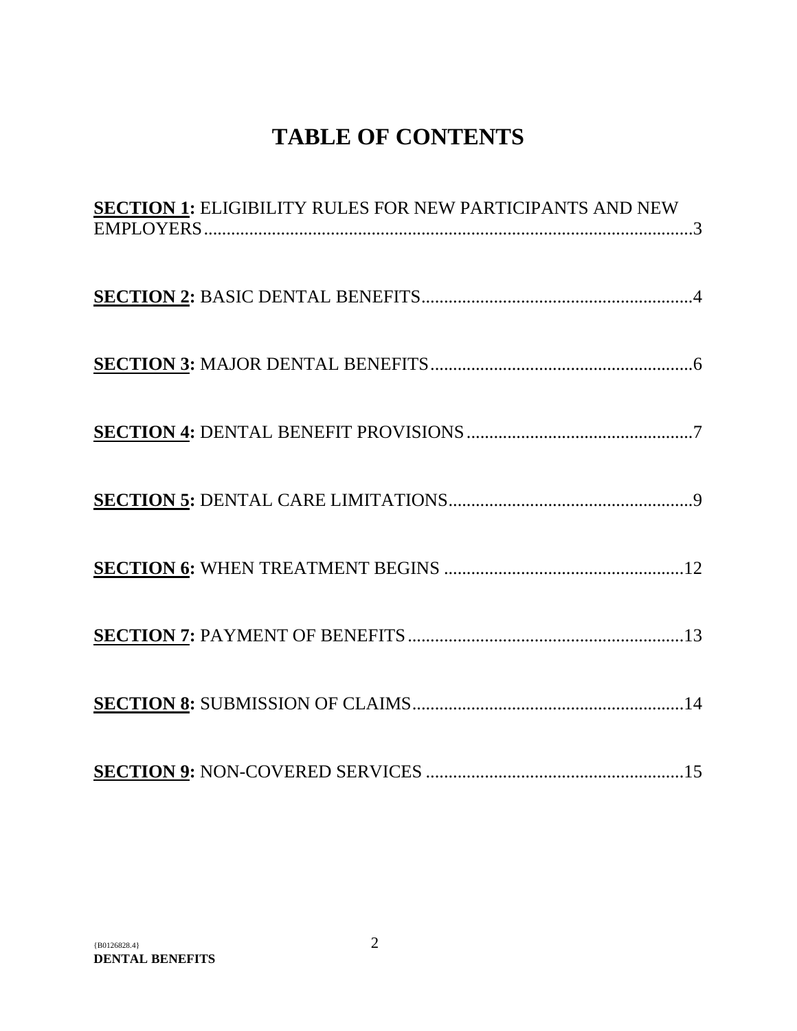# TABLE OF CONTENTS

**SECTION 1:** ELIGIBILITY RULES FOR NEW PARTICIPANTS AND NEW EMPLOYERS....3

**SECTION 2:** BASIC DENTAL BENEFITS....4

**SECTION 3:** MAJOR DENTAL BENEFITS....6

**SECTION 4:** DENTAL BENEFIT PROVISIONS....7

**SECTION 5:** DENTAL CARE LIMITATIONS....9

**SECTION 6:** WHEN TREATMENT BEGINS....12

**SECTION 7:** PAYMENT OF BENEFITS....13

**SECTION 8:** SUBMISSION OF CLAIMS....14

**SECTION 9:** NON-COVERED SERVICES....15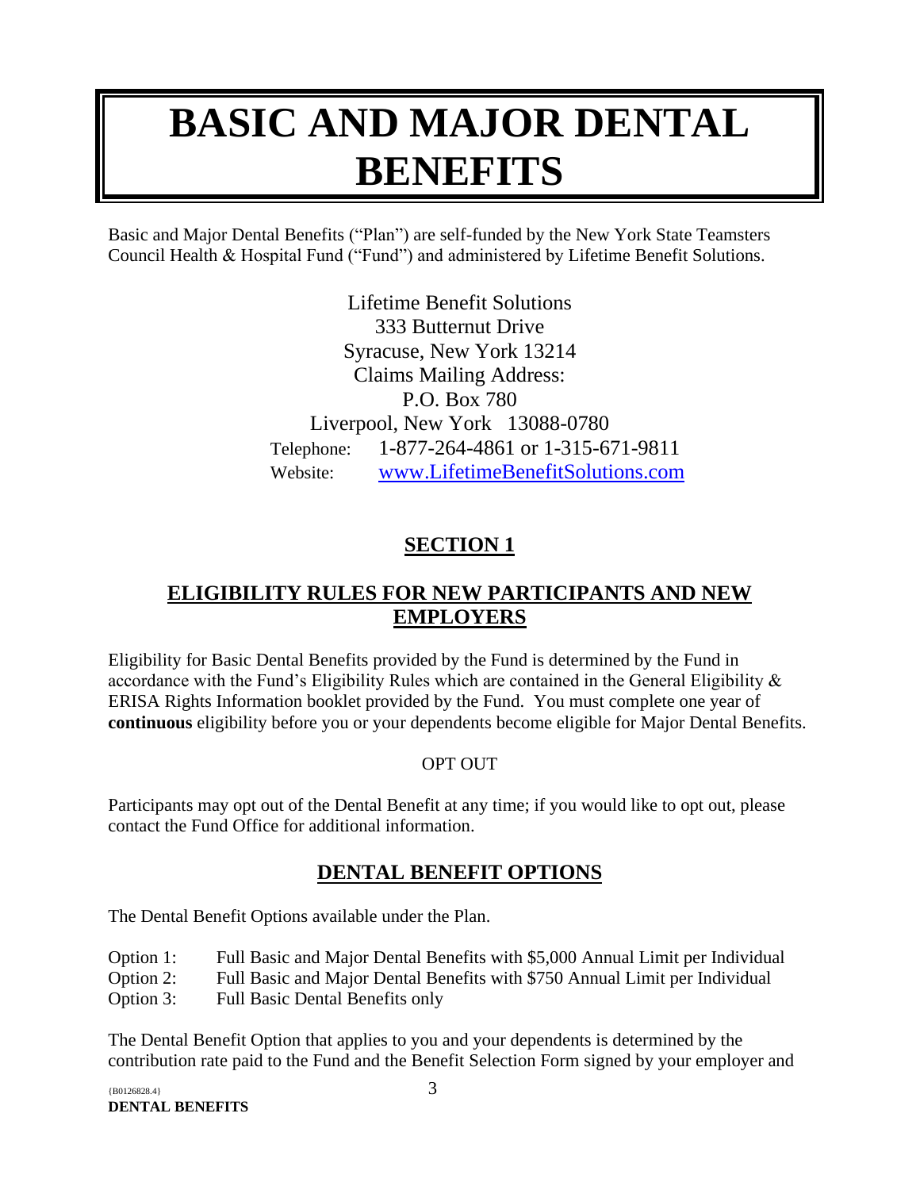# BASIC AND MAJOR DENTAL BENEFITS

Basic and Major Dental Benefits ("Plan") are self-funded by the New York State Teamsters Council Health & Hospital Fund ("Fund") and administered by Lifetime Benefit Solutions.

Lifetime Benefit Solutions
333 Butternut Drive
Syracuse, New York 13214
Claims Mailing Address:
P.O. Box 780
Liverpool, New York 13088-0780
Telephone: 1-877-264-4861 or 1-315-671-9811
Website: www.LifetimeBenefitSolutions.com

## SECTION 1

## ELIGIBILITY RULES FOR NEW PARTICIPANTS AND NEW EMPLOYERS

Eligibility for Basic Dental Benefits provided by the Fund is determined by the Fund in accordance with the Fund's Eligibility Rules which are contained in the General Eligibility & ERISA Rights Information booklet provided by the Fund. You must complete one year of **continuous** eligibility before you or your dependents become eligible for Major Dental Benefits.

OPT OUT

Participants may opt out of the Dental Benefit at any time; if you would like to opt out, please contact the Fund Office for additional information.

## DENTAL BENEFIT OPTIONS

The Dental Benefit Options available under the Plan.

Option 1: Full Basic and Major Dental Benefits with $5,000 Annual Limit per Individual
Option 2: Full Basic and Major Dental Benefits with $750 Annual Limit per Individual
Option 3: Full Basic Dental Benefits only

The Dental Benefit Option that applies to you and your dependents is determined by the contribution rate paid to the Fund and the Benefit Selection Form signed by your employer and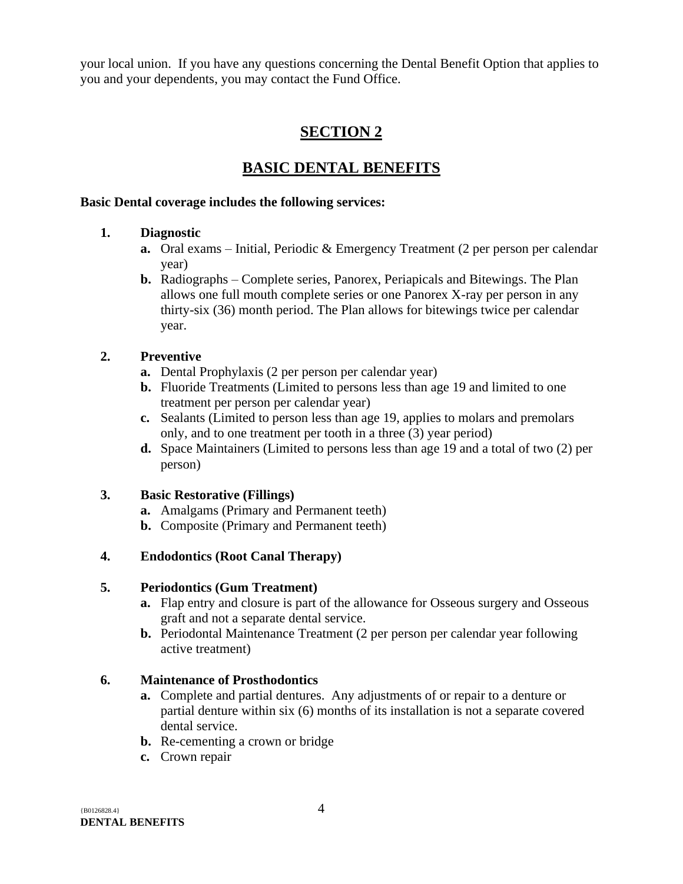your local union. If you have any questions concerning the Dental Benefit Option that applies to you and your dependents, you may contact the Fund Office.

# SECTION 2

# BASIC DENTAL BENEFITS

**Basic Dental coverage includes the following services:**

1. **Diagnostic**
   - **a.** Oral exams – Initial, Periodic & Emergency Treatment (2 per person per calendar year)
   - **b.** Radiographs – Complete series, Panorex, Periapicals and Bitewings. The Plan allows one full mouth complete series or one Panorex X-ray per person in any thirty-six (36) month period. The Plan allows for bitewings twice per calendar year.

2. **Preventive**
   - **a.** Dental Prophylaxis (2 per person per calendar year)
   - **b.** Fluoride Treatments (Limited to persons less than age 19 and limited to one treatment per person per calendar year)
   - **c.** Sealants (Limited to person less than age 19, applies to molars and premolars only, and to one treatment per tooth in a three (3) year period)
   - **d.** Space Maintainers (Limited to persons less than age 19 and a total of two (2) per person)

3. **Basic Restorative (Fillings)**
   - **a.** Amalgams (Primary and Permanent teeth)
   - **b.** Composite (Primary and Permanent teeth)

4. **Endodontics (Root Canal Therapy)**

5. **Periodontics (Gum Treatment)**
   - **a.** Flap entry and closure is part of the allowance for Osseous surgery and Osseous graft and not a separate dental service.
   - **b.** Periodontal Maintenance Treatment (2 per person per calendar year following active treatment)

6. **Maintenance of Prosthodontics**
   - **a.** Complete and partial dentures. Any adjustments of or repair to a denture or partial denture within six (6) months of its installation is not a separate covered dental service.
   - **b.** Re-cementing a crown or bridge
   - **c.** Crown repair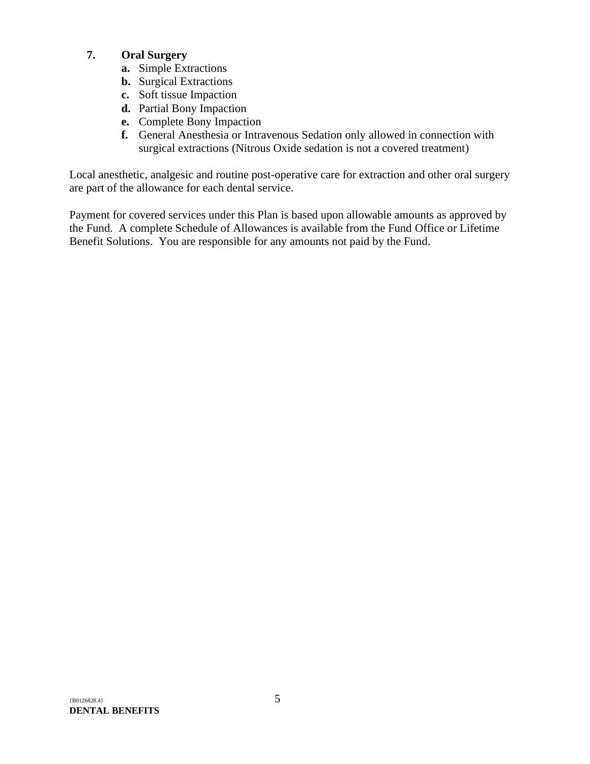7. **Oral Surgery**
   - **a.** Simple Extractions
   - **b.** Surgical Extractions
   - **c.** Soft tissue Impaction
   - **d.** Partial Bony Impaction
   - **e.** Complete Bony Impaction
   - **f.** General Anesthesia or Intravenous Sedation only allowed in connection with surgical extractions (Nitrous Oxide sedation is not a covered treatment)

Local anesthetic, analgesic and routine post-operative care for extraction and other oral surgery are part of the allowance for each dental service.

Payment for covered services under this Plan is based upon allowable amounts as approved by the Fund. A complete Schedule of Allowances is available from the Fund Office or Lifetime Benefit Solutions. You are responsible for any amounts not paid by the Fund.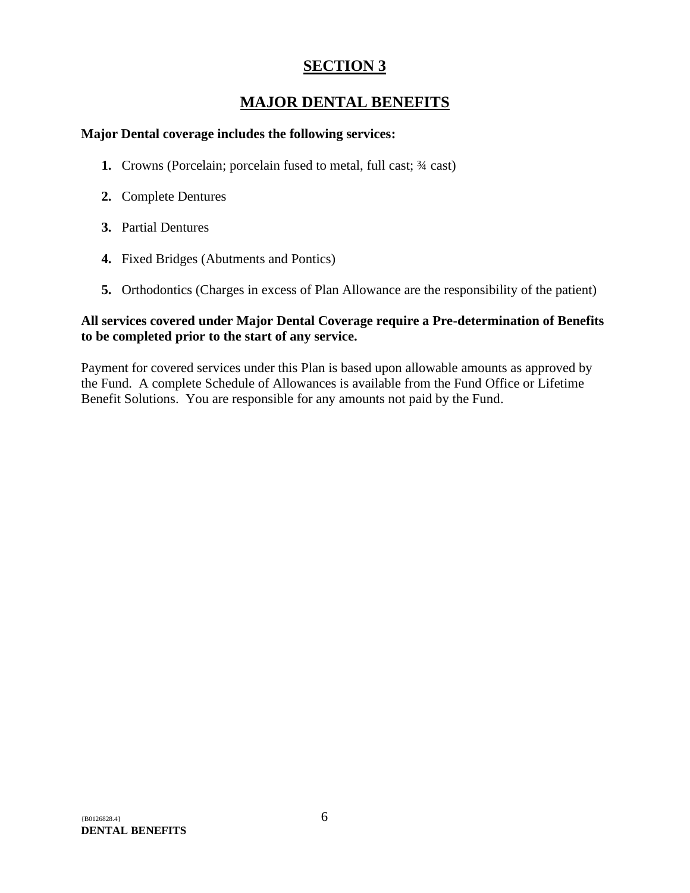# SECTION 3

## MAJOR DENTAL BENEFITS

**Major Dental coverage includes the following services:**

1. Crowns (Porcelain; porcelain fused to metal, full cast; ¾ cast)
2. Complete Dentures
3. Partial Dentures
4. Fixed Bridges (Abutments and Pontics)
5. Orthodontics (Charges in excess of Plan Allowance are the responsibility of the patient)

**All services covered under Major Dental Coverage require a Pre-determination of Benefits to be completed prior to the start of any service.**

Payment for covered services under this Plan is based upon allowable amounts as approved by the Fund. A complete Schedule of Allowances is available from the Fund Office or Lifetime Benefit Solutions. You are responsible for any amounts not paid by the Fund.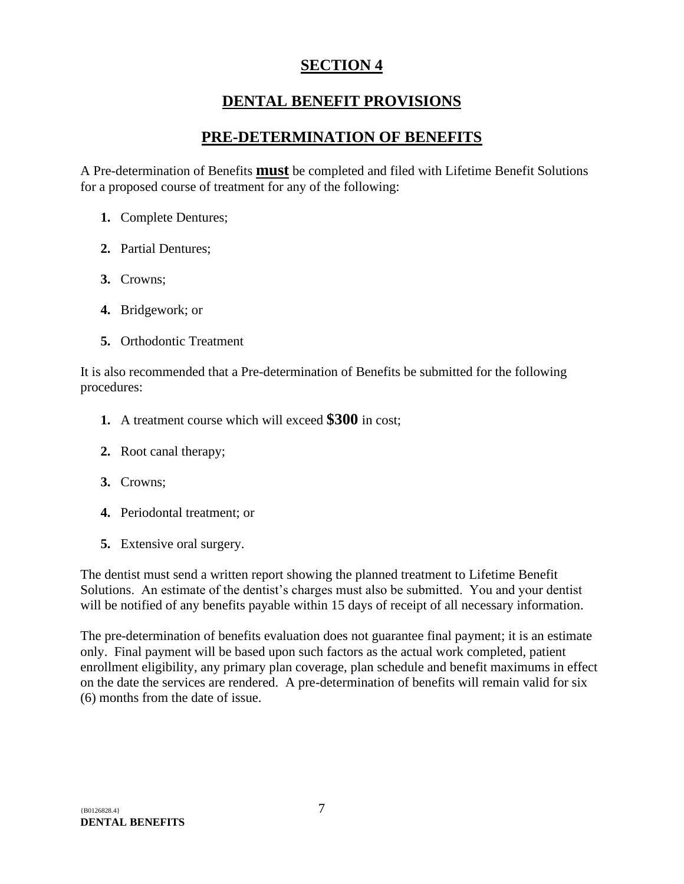# SECTION 4

## DENTAL BENEFIT PROVISIONS

## PRE-DETERMINATION OF BENEFITS

A Pre-determination of Benefits **must** be completed and filed with Lifetime Benefit Solutions for a proposed course of treatment for any of the following:

1. Complete Dentures;
2. Partial Dentures;
3. Crowns;
4. Bridgework; or
5. Orthodontic Treatment

It is also recommended that a Pre-determination of Benefits be submitted for the following procedures:

1. A treatment course which will exceed **$300** in cost;
2. Root canal therapy;
3. Crowns;
4. Periodontal treatment; or
5. Extensive oral surgery.

The dentist must send a written report showing the planned treatment to Lifetime Benefit Solutions. An estimate of the dentist's charges must also be submitted. You and your dentist will be notified of any benefits payable within 15 days of receipt of all necessary information.

The pre-determination of benefits evaluation does not guarantee final payment; it is an estimate only. Final payment will be based upon such factors as the actual work completed, patient enrollment eligibility, any primary plan coverage, plan schedule and benefit maximums in effect on the date the services are rendered. A pre-determination of benefits will remain valid for six (6) months from the date of issue.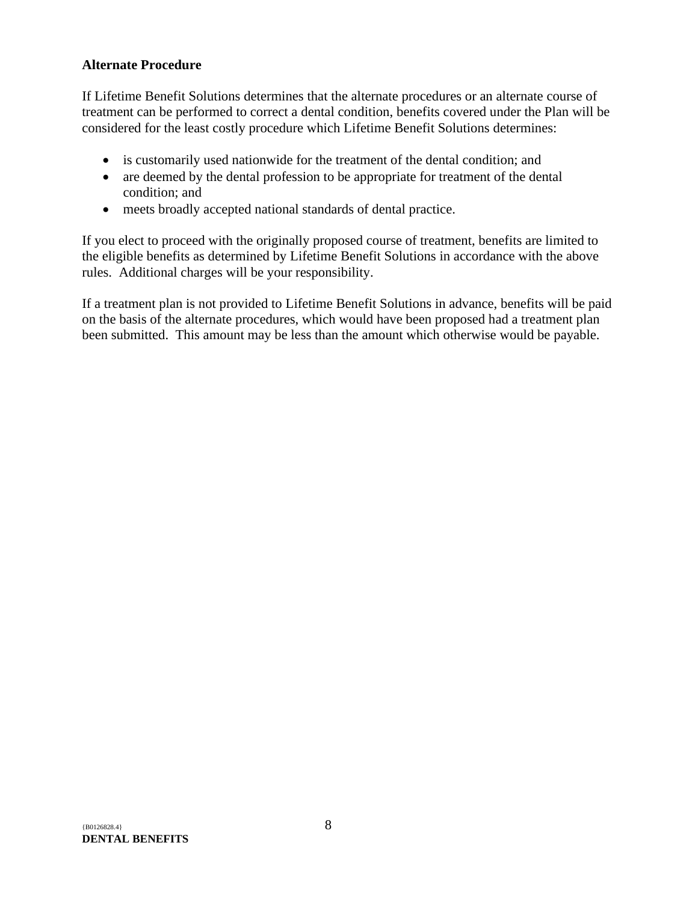## Alternate Procedure

If Lifetime Benefit Solutions determines that the alternate procedures or an alternate course of treatment can be performed to correct a dental condition, benefits covered under the Plan will be considered for the least costly procedure which Lifetime Benefit Solutions determines:

- is customarily used nationwide for the treatment of the dental condition; and
- are deemed by the dental profession to be appropriate for treatment of the dental condition; and
- meets broadly accepted national standards of dental practice.

If you elect to proceed with the originally proposed course of treatment, benefits are limited to the eligible benefits as determined by Lifetime Benefit Solutions in accordance with the above rules. Additional charges will be your responsibility.

If a treatment plan is not provided to Lifetime Benefit Solutions in advance, benefits will be paid on the basis of the alternate procedures, which would have been proposed had a treatment plan been submitted. This amount may be less than the amount which otherwise would be payable.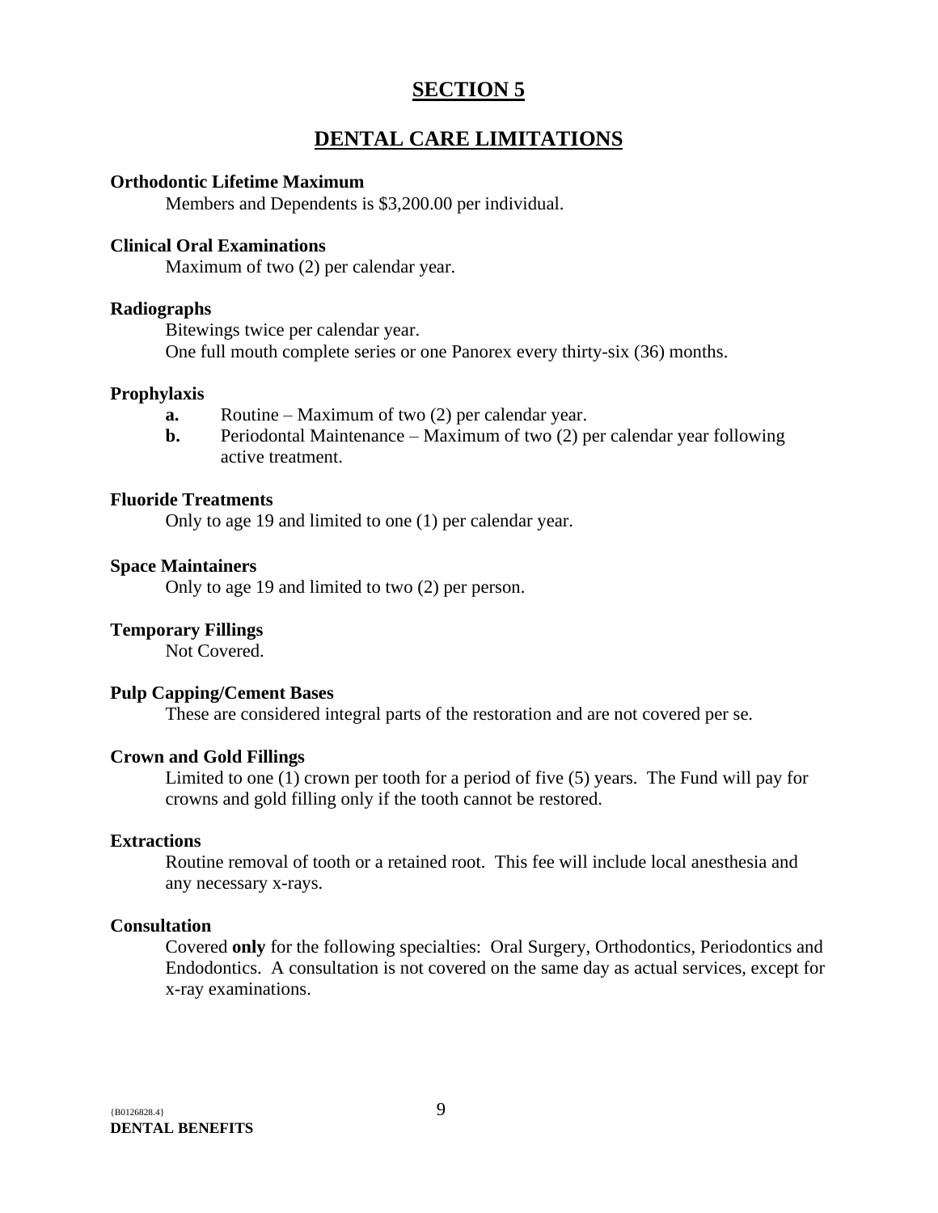# SECTION 5

## DENTAL CARE LIMITATIONS

**Orthodontic Lifetime Maximum**

Members and Dependents is $3,200.00 per individual.

**Clinical Oral Examinations**

Maximum of two (2) per calendar year.

**Radiographs**

Bitewings twice per calendar year.
One full mouth complete series or one Panorex every thirty-six (36) months.

**Prophylaxis**

- **a.** Routine – Maximum of two (2) per calendar year.
- **b.** Periodontal Maintenance – Maximum of two (2) per calendar year following active treatment.

**Fluoride Treatments**

Only to age 19 and limited to one (1) per calendar year.

**Space Maintainers**

Only to age 19 and limited to two (2) per person.

**Temporary Fillings**

Not Covered.

**Pulp Capping/Cement Bases**

These are considered integral parts of the restoration and are not covered per se.

**Crown and Gold Fillings**

Limited to one (1) crown per tooth for a period of five (5) years. The Fund will pay for crowns and gold filling only if the tooth cannot be restored.

**Extractions**

Routine removal of tooth or a retained root. This fee will include local anesthesia and any necessary x-rays.

**Consultation**

Covered **only** for the following specialties: Oral Surgery, Orthodontics, Periodontics and Endodontics. A consultation is not covered on the same day as actual services, except for x-ray examinations.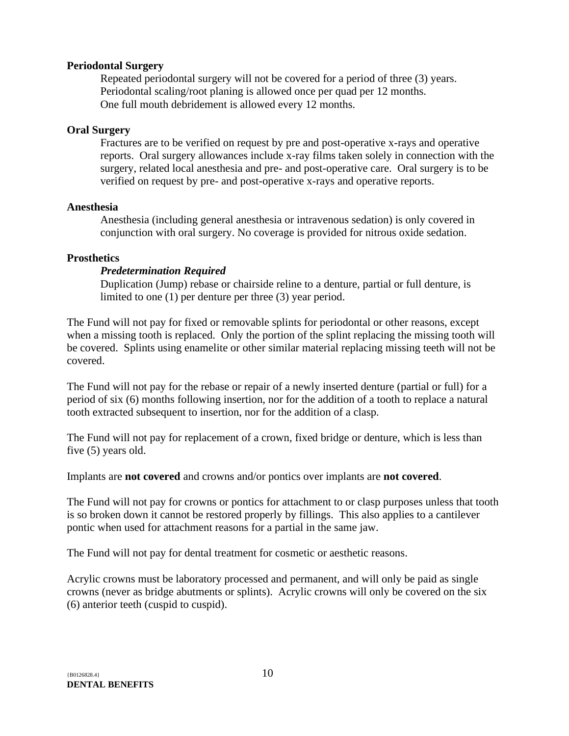**Periodontal Surgery**

Repeated periodontal surgery will not be covered for a period of three (3) years.
Periodontal scaling/root planing is allowed once per quad per 12 months.
One full mouth debridement is allowed every 12 months.

**Oral Surgery**

Fractures are to be verified on request by pre and post-operative x-rays and operative reports. Oral surgery allowances include x-ray films taken solely in connection with the surgery, related local anesthesia and pre- and post-operative care. Oral surgery is to be verified on request by pre- and post-operative x-rays and operative reports.

**Anesthesia**

Anesthesia (including general anesthesia or intravenous sedation) is only covered in conjunction with oral surgery. No coverage is provided for nitrous oxide sedation.

**Prosthetics**

***Predetermination Required***

Duplication (Jump) rebase or chairside reline to a denture, partial or full denture, is limited to one (1) per denture per three (3) year period.

The Fund will not pay for fixed or removable splints for periodontal or other reasons, except when a missing tooth is replaced. Only the portion of the splint replacing the missing tooth will be covered. Splints using enamelite or other similar material replacing missing teeth will not be covered.

The Fund will not pay for the rebase or repair of a newly inserted denture (partial or full) for a period of six (6) months following insertion, nor for the addition of a tooth to replace a natural tooth extracted subsequent to insertion, nor for the addition of a clasp.

The Fund will not pay for replacement of a crown, fixed bridge or denture, which is less than five (5) years old.

Implants are **not covered** and crowns and/or pontics over implants are **not covered**.

The Fund will not pay for crowns or pontics for attachment to or clasp purposes unless that tooth is so broken down it cannot be restored properly by fillings. This also applies to a cantilever pontic when used for attachment reasons for a partial in the same jaw.

The Fund will not pay for dental treatment for cosmetic or aesthetic reasons.

Acrylic crowns must be laboratory processed and permanent, and will only be paid as single crowns (never as bridge abutments or splints). Acrylic crowns will only be covered on the six (6) anterior teeth (cuspid to cuspid).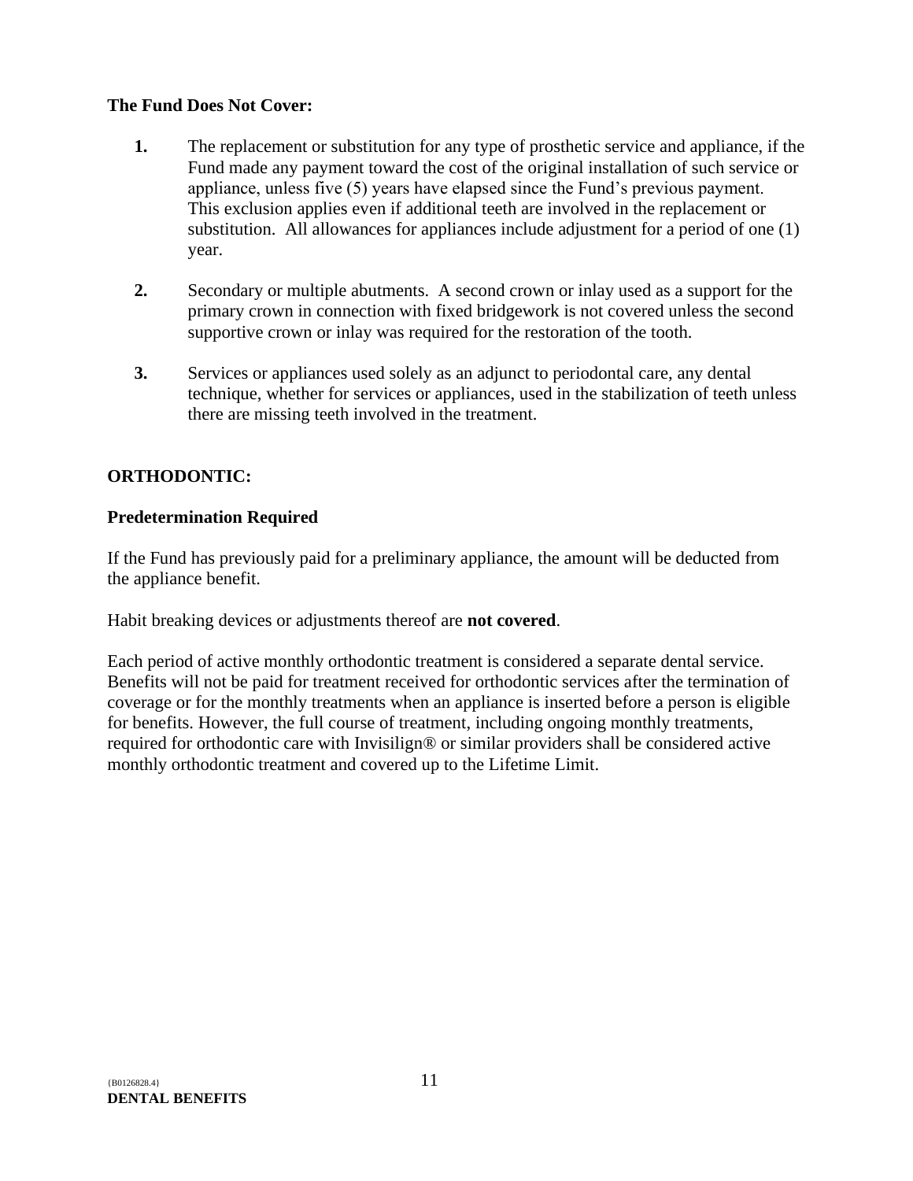**The Fund Does Not Cover:**

1. The replacement or substitution for any type of prosthetic service and appliance, if the Fund made any payment toward the cost of the original installation of such service or appliance, unless five (5) years have elapsed since the Fund's previous payment. This exclusion applies even if additional teeth are involved in the replacement or substitution. All allowances for appliances include adjustment for a period of one (1) year.

2. Secondary or multiple abutments. A second crown or inlay used as a support for the primary crown in connection with fixed bridgework is not covered unless the second supportive crown or inlay was required for the restoration of the tooth.

3. Services or appliances used solely as an adjunct to periodontal care, any dental technique, whether for services or appliances, used in the stabilization of teeth unless there are missing teeth involved in the treatment.

**ORTHODONTIC:**

**Predetermination Required**

If the Fund has previously paid for a preliminary appliance, the amount will be deducted from the appliance benefit.

Habit breaking devices or adjustments thereof are **not covered**.

Each period of active monthly orthodontic treatment is considered a separate dental service. Benefits will not be paid for treatment received for orthodontic services after the termination of coverage or for the monthly treatments when an appliance is inserted before a person is eligible for benefits. However, the full course of treatment, including ongoing monthly treatments, required for orthodontic care with Invisilign® or similar providers shall be considered active monthly orthodontic treatment and covered up to the Lifetime Limit.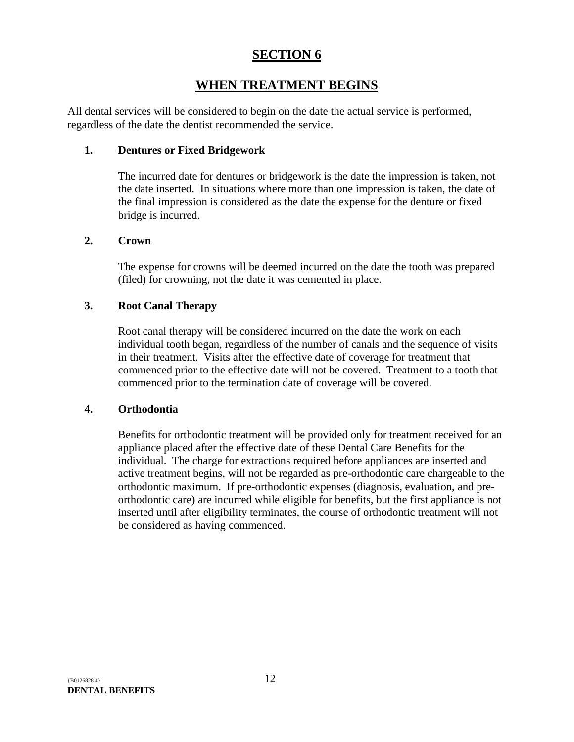# SECTION 6

## WHEN TREATMENT BEGINS

All dental services will be considered to begin on the date the actual service is performed, regardless of the date the dentist recommended the service.

### 1. Dentures or Fixed Bridgework

The incurred date for dentures or bridgework is the date the impression is taken, not the date inserted. In situations where more than one impression is taken, the date of the final impression is considered as the date the expense for the denture or fixed bridge is incurred.

### 2. Crown

The expense for crowns will be deemed incurred on the date the tooth was prepared (filed) for crowning, not the date it was cemented in place.

### 3. Root Canal Therapy

Root canal therapy will be considered incurred on the date the work on each individual tooth began, regardless of the number of canals and the sequence of visits in their treatment. Visits after the effective date of coverage for treatment that commenced prior to the effective date will not be covered. Treatment to a tooth that commenced prior to the termination date of coverage will be covered.

### 4. Orthodontia

Benefits for orthodontic treatment will be provided only for treatment received for an appliance placed after the effective date of these Dental Care Benefits for the individual. The charge for extractions required before appliances are inserted and active treatment begins, will not be regarded as pre-orthodontic care chargeable to the orthodontic maximum. If pre-orthodontic expenses (diagnosis, evaluation, and pre-orthodontic care) are incurred while eligible for benefits, but the first appliance is not inserted until after eligibility terminates, the course of orthodontic treatment will not be considered as having commenced.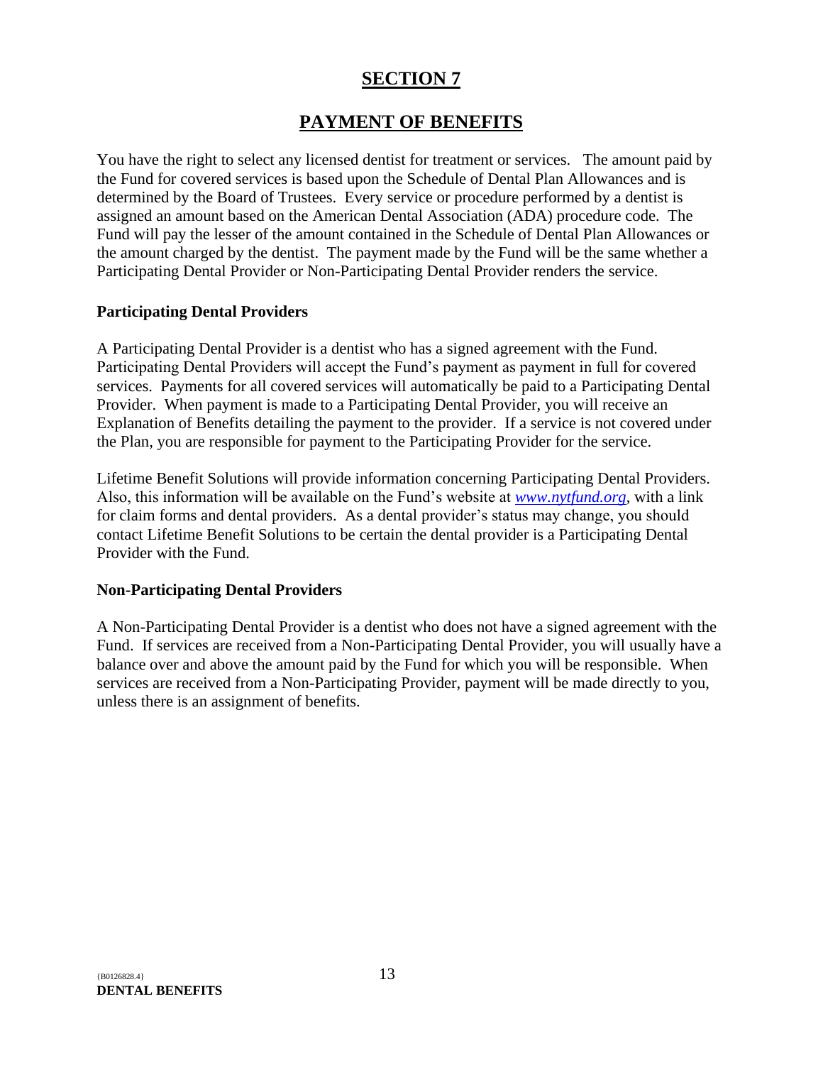# SECTION 7

# PAYMENT OF BENEFITS

You have the right to select any licensed dentist for treatment or services. The amount paid by the Fund for covered services is based upon the Schedule of Dental Plan Allowances and is determined by the Board of Trustees. Every service or procedure performed by a dentist is assigned an amount based on the American Dental Association (ADA) procedure code. The Fund will pay the lesser of the amount contained in the Schedule of Dental Plan Allowances or the amount charged by the dentist. The payment made by the Fund will be the same whether a Participating Dental Provider or Non-Participating Dental Provider renders the service.

**Participating Dental Providers**

A Participating Dental Provider is a dentist who has a signed agreement with the Fund. Participating Dental Providers will accept the Fund's payment as payment in full for covered services. Payments for all covered services will automatically be paid to a Participating Dental Provider. When payment is made to a Participating Dental Provider, you will receive an Explanation of Benefits detailing the payment to the provider. If a service is not covered under the Plan, you are responsible for payment to the Participating Provider for the service.

Lifetime Benefit Solutions will provide information concerning Participating Dental Providers. Also, this information will be available on the Fund's website at *www.nytfund.org*, with a link for claim forms and dental providers. As a dental provider's status may change, you should contact Lifetime Benefit Solutions to be certain the dental provider is a Participating Dental Provider with the Fund.

**Non-Participating Dental Providers**

A Non-Participating Dental Provider is a dentist who does not have a signed agreement with the Fund. If services are received from a Non-Participating Dental Provider, you will usually have a balance over and above the amount paid by the Fund for which you will be responsible. When services are received from a Non-Participating Provider, payment will be made directly to you, unless there is an assignment of benefits.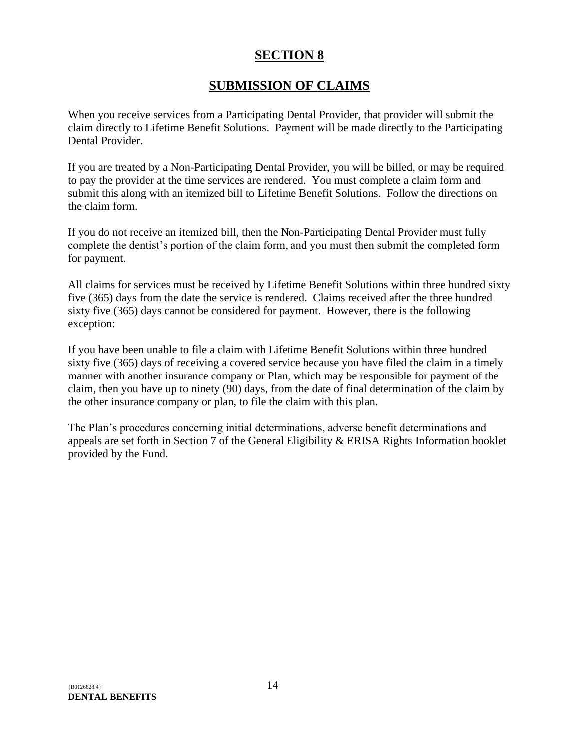# SECTION 8

## SUBMISSION OF CLAIMS

When you receive services from a Participating Dental Provider, that provider will submit the claim directly to Lifetime Benefit Solutions. Payment will be made directly to the Participating Dental Provider.

If you are treated by a Non-Participating Dental Provider, you will be billed, or may be required to pay the provider at the time services are rendered. You must complete a claim form and submit this along with an itemized bill to Lifetime Benefit Solutions. Follow the directions on the claim form.

If you do not receive an itemized bill, then the Non-Participating Dental Provider must fully complete the dentist's portion of the claim form, and you must then submit the completed form for payment.

All claims for services must be received by Lifetime Benefit Solutions within three hundred sixty five (365) days from the date the service is rendered. Claims received after the three hundred sixty five (365) days cannot be considered for payment. However, there is the following exception:

If you have been unable to file a claim with Lifetime Benefit Solutions within three hundred sixty five (365) days of receiving a covered service because you have filed the claim in a timely manner with another insurance company or Plan, which may be responsible for payment of the claim, then you have up to ninety (90) days, from the date of final determination of the claim by the other insurance company or plan, to file the claim with this plan.

The Plan's procedures concerning initial determinations, adverse benefit determinations and appeals are set forth in Section 7 of the General Eligibility & ERISA Rights Information booklet provided by the Fund.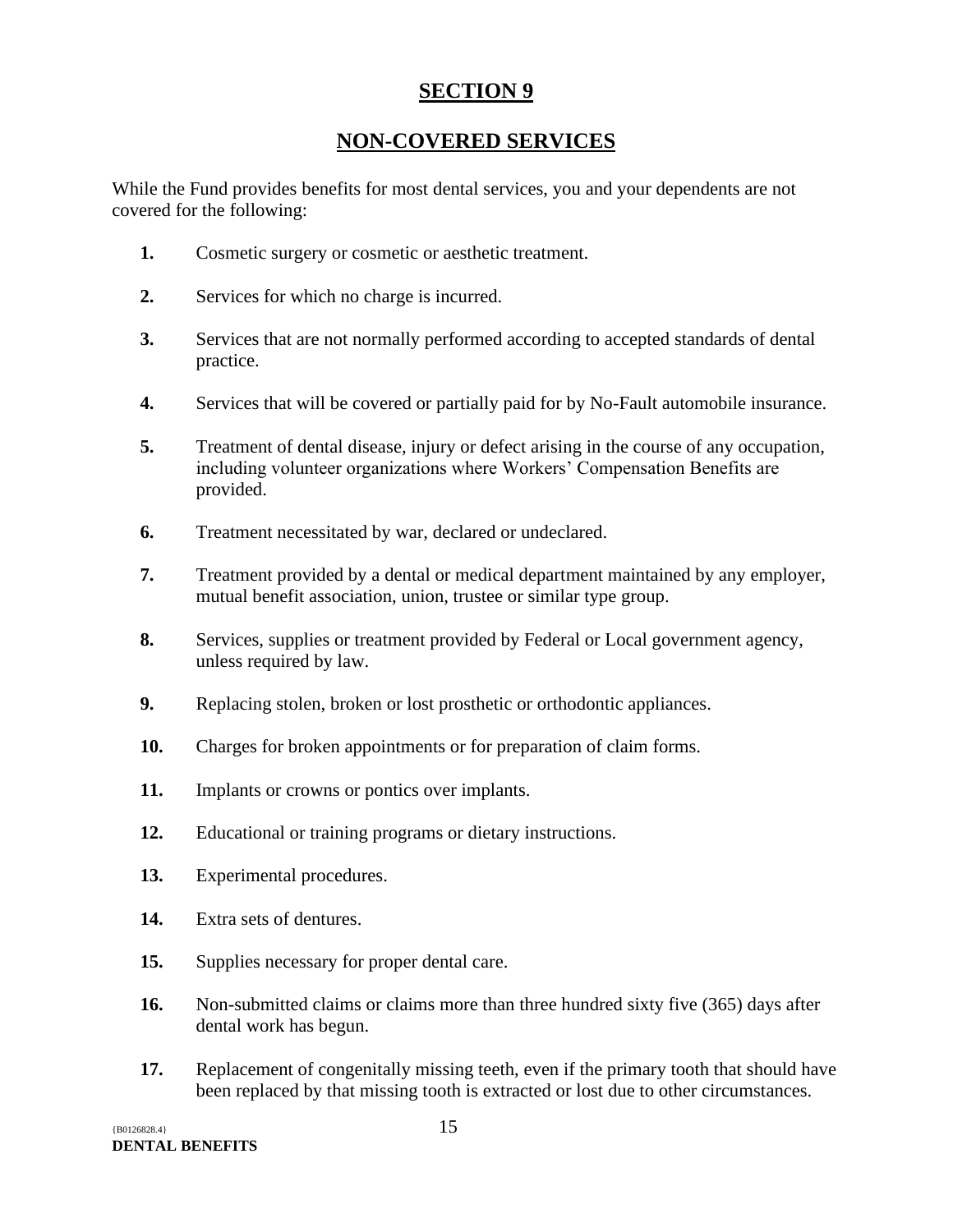# SECTION 9

## NON-COVERED SERVICES

While the Fund provides benefits for most dental services, you and your dependents are not covered for the following:

1. Cosmetic surgery or cosmetic or aesthetic treatment.
2. Services for which no charge is incurred.
3. Services that are not normally performed according to accepted standards of dental practice.
4. Services that will be covered or partially paid for by No-Fault automobile insurance.
5. Treatment of dental disease, injury or defect arising in the course of any occupation, including volunteer organizations where Workers' Compensation Benefits are provided.
6. Treatment necessitated by war, declared or undeclared.
7. Treatment provided by a dental or medical department maintained by any employer, mutual benefit association, union, trustee or similar type group.
8. Services, supplies or treatment provided by Federal or Local government agency, unless required by law.
9. Replacing stolen, broken or lost prosthetic or orthodontic appliances.
10. Charges for broken appointments or for preparation of claim forms.
11. Implants or crowns or pontics over implants.
12. Educational or training programs or dietary instructions.
13. Experimental procedures.
14. Extra sets of dentures.
15. Supplies necessary for proper dental care.
16. Non-submitted claims or claims more than three hundred sixty five (365) days after dental work has begun.
17. Replacement of congenitally missing teeth, even if the primary tooth that should have been replaced by that missing tooth is extracted or lost due to other circumstances.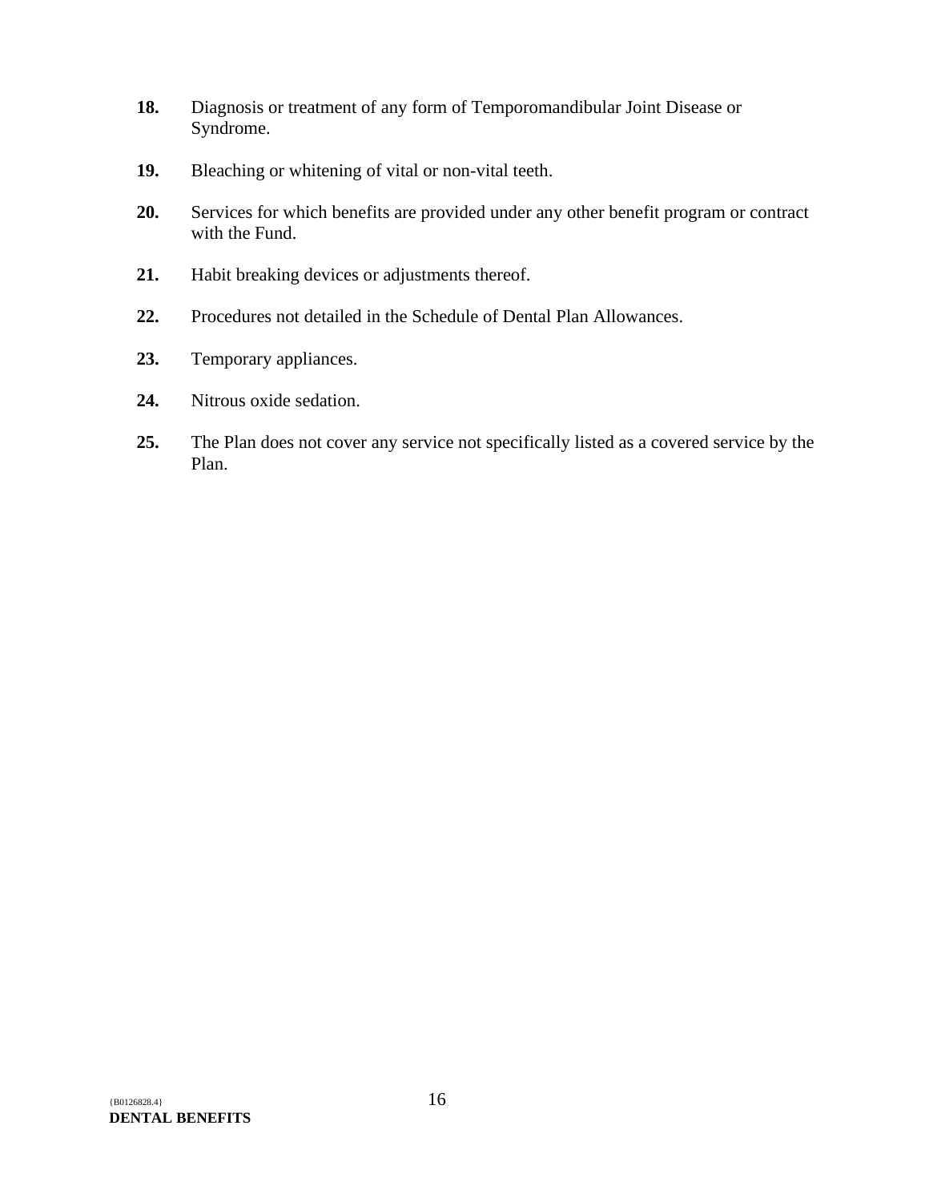**18.** Diagnosis or treatment of any form of Temporomandibular Joint Disease or Syndrome.

**19.** Bleaching or whitening of vital or non-vital teeth.

**20.** Services for which benefits are provided under any other benefit program or contract with the Fund.

**21.** Habit breaking devices or adjustments thereof.

**22.** Procedures not detailed in the Schedule of Dental Plan Allowances.

**23.** Temporary appliances.

**24.** Nitrous oxide sedation.

**25.** The Plan does not cover any service not specifically listed as a covered service by the Plan.